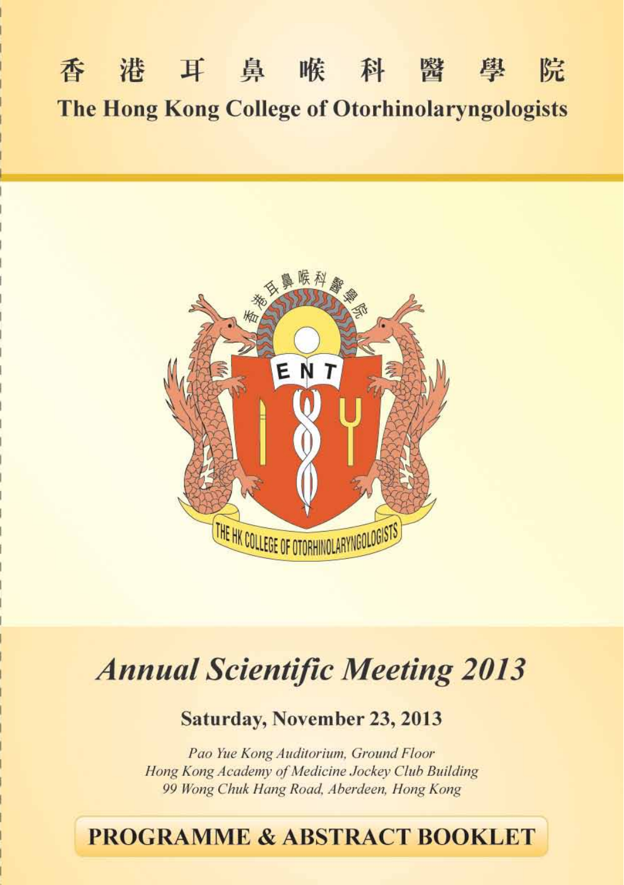# 香 港 耳 鼻 喉 科 醫 學 院

## The Hong Kong College of Otorhinolaryngologists

# *Annual Scientific Meeting 2013*

**Saturday, November 23, 2013**

*Pao Yue Kong Auditorium, Ground Floor*
*Hong Kong Academy of Medicine Jockey Club Building*
*99 Wong Chuk Hang Road, Aberdeen, Hong Kong*

**PROGRAMME & ABSTRACT BOOKLET**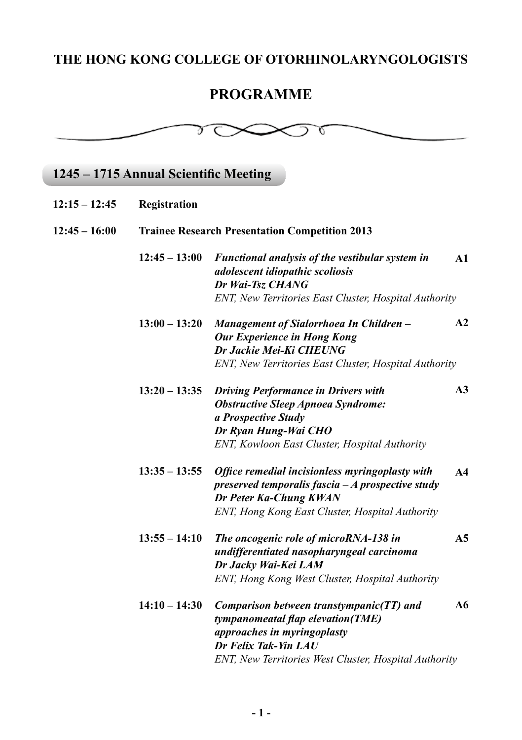# THE HONG KONG COLLEGE OF OTORHINOLARYNGOLOGISTS

# PROGRAMME

## 1245 – 1715 Annual Scientific Meeting

**12:15 – 12:45** **Registration**

**12:45 – 16:00** **Trainee Research Presentation Competition 2013**

**12:45 – 13:00** ***Functional analysis of the vestibular system in adolescent idiopathic scoliosis*** **A1**
***Dr Wai-Tsz CHANG***
*ENT, New Territories East Cluster, Hospital Authority*

**13:00 – 13:20** ***Management of Sialorrhoea In Children – Our Experience in Hong Kong*** **A2**
***Dr Jackie Mei-Ki CHEUNG***
*ENT, New Territories East Cluster, Hospital Authority*

**13:20 – 13:35** ***Driving Performance in Drivers with Obstructive Sleep Apnoea Syndrome: a Prospective Study*** **A3**
***Dr Ryan Hung-Wai CHO***
*ENT, Kowloon East Cluster, Hospital Authority*

**13:35 – 13:55** ***Office remedial incisionless myringoplasty with preserved temporalis fascia – A prospective study*** **A4**
***Dr Peter Ka-Chung KWAN***
*ENT, Hong Kong East Cluster, Hospital Authority*

**13:55 – 14:10** ***The oncogenic role of microRNA-138 in undifferentiated nasopharyngeal carcinoma*** **A5**
***Dr Jacky Wai-Kei LAM***
*ENT, Hong Kong West Cluster, Hospital Authority*

**14:10 – 14:30** ***Comparison between transtympanic(TT) and tympanomeatal flap elevation(TME) approaches in myringoplasty*** **A6**
***Dr Felix Tak-Yin LAU***
*ENT, New Territories West Cluster, Hospital Authority*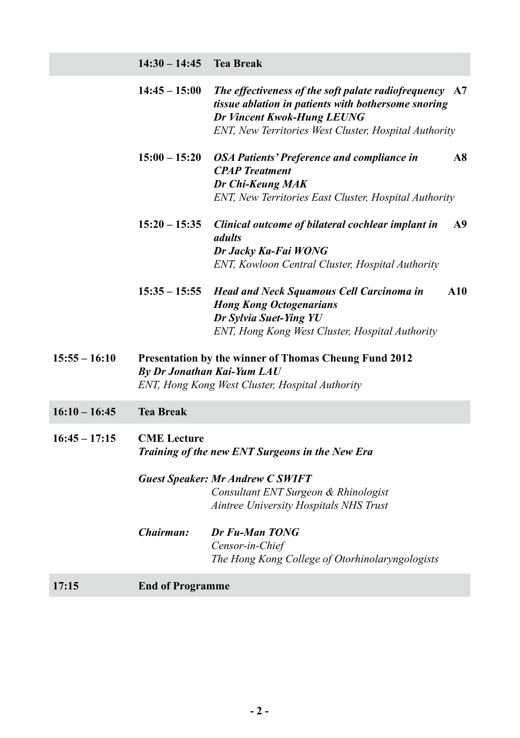| | | |
|---|---|---|
| | **14:30 – 14:45** | **Tea Break** |
| | **14:45 – 15:00** | ***The effectiveness of the soft palate radiofrequency tissue ablation in patients with bothersome snoring*** **A7**<br>***Dr Vincent Kwok-Hung LEUNG***<br>*ENT, New Territories West Cluster, Hospital Authority* |
| | **15:00 – 15:20** | ***OSA Patients' Preference and compliance in CPAP Treatment*** **A8**<br>***Dr Chi-Keung MAK***<br>*ENT, New Territories East Cluster, Hospital Authority* |
| | **15:20 – 15:35** | ***Clinical outcome of bilateral cochlear implant in adults*** **A9**<br>***Dr Jacky Ka-Fai WONG***<br>*ENT, Kowloon Central Cluster, Hospital Authority* |
| | **15:35 – 15:55** | ***Head and Neck Squamous Cell Carcinoma in Hong Kong Octogenarians*** **A10**<br>***Dr Sylvia Suet-Ying YU***<br>*ENT, Hong Kong West Cluster, Hospital Authority* |
| **15:55 – 16:10** | **Presentation by the winner of Thomas Cheung Fund 2012**<br>***By Dr Jonathan Kai-Yum LAU***<br>*ENT, Hong Kong West Cluster, Hospital Authority* | |
| **16:10 – 16:45** | **Tea Break** | |
| **16:45 – 17:15** | **CME Lecture**<br>***Training of the new ENT Surgeons in the New Era***<br><br>***Guest Speaker: Mr Andrew C SWIFT***<br>*Consultant ENT Surgeon & Rhinologist*<br>*Aintree University Hospitals NHS Trust*<br><br>***Chairman:*** ***Dr Fu-Man TONG***<br>*Censor-in-Chief*<br>*The Hong Kong College of Otorhinolaryngologists* | |
| **17:15** | **End of Programme** | |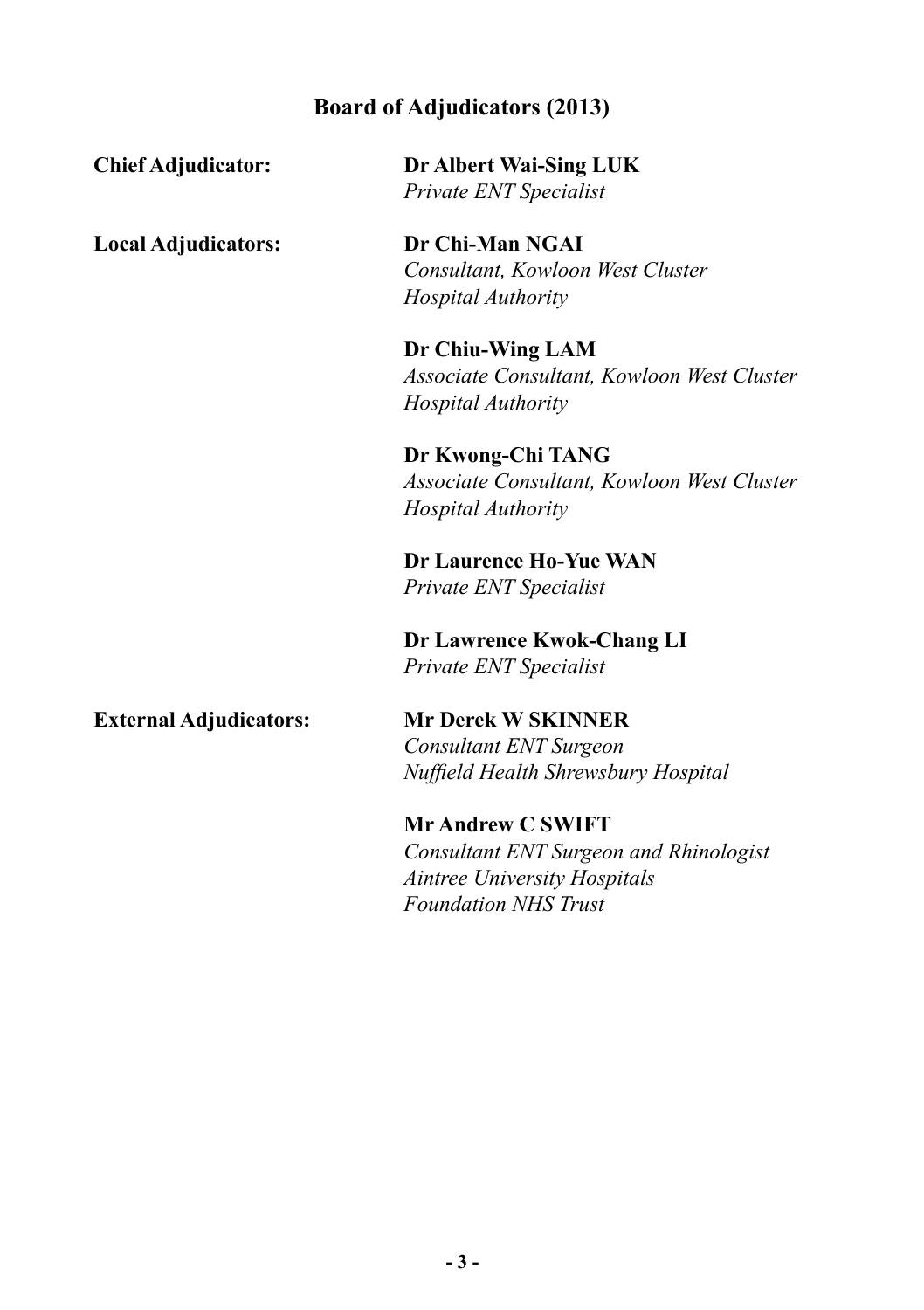## Board of Adjudicators (2013)

**Chief Adjudicator:**

**Dr Albert Wai-Sing LUK**
*Private ENT Specialist*

**Local Adjudicators:**

**Dr Chi-Man NGAI**
*Consultant, Kowloon West Cluster*
*Hospital Authority*

**Dr Chiu-Wing LAM**
*Associate Consultant, Kowloon West Cluster*
*Hospital Authority*

**Dr Kwong-Chi TANG**
*Associate Consultant, Kowloon West Cluster*
*Hospital Authority*

**Dr Laurence Ho-Yue WAN**
*Private ENT Specialist*

**Dr Lawrence Kwok-Chang LI**
*Private ENT Specialist*

**External Adjudicators:**

**Mr Derek W SKINNER**
*Consultant ENT Surgeon*
*Nuffield Health Shrewsbury Hospital*

**Mr Andrew C SWIFT**
*Consultant ENT Surgeon and Rhinologist*
*Aintree University Hospitals*
*Foundation NHS Trust*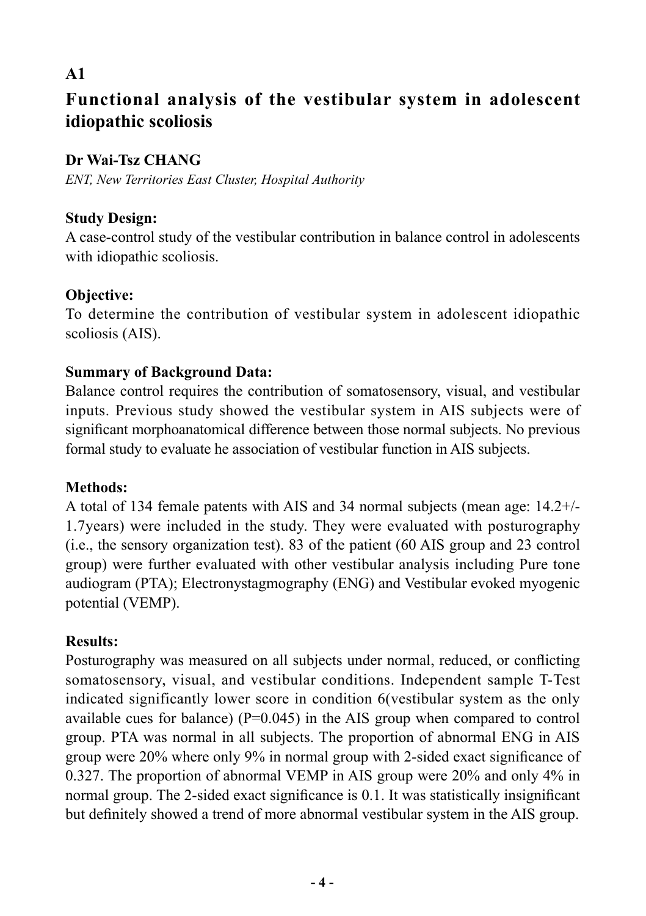**A1**

# Functional analysis of the vestibular system in adolescent idiopathic scoliosis

**Dr Wai-Tsz CHANG**

*ENT, New Territories East Cluster, Hospital Authority*

**Study Design:**

A case-control study of the vestibular contribution in balance control in adolescents with idiopathic scoliosis.

**Objective:**

To determine the contribution of vestibular system in adolescent idiopathic scoliosis (AIS).

**Summary of Background Data:**

Balance control requires the contribution of somatosensory, visual, and vestibular inputs. Previous study showed the vestibular system in AIS subjects were of significant morphoanatomical difference between those normal subjects. No previous formal study to evaluate he association of vestibular function in AIS subjects.

**Methods:**

A total of 134 female patents with AIS and 34 normal subjects (mean age: 14.2+/-1.7years) were included in the study. They were evaluated with posturography (i.e., the sensory organization test). 83 of the patient (60 AIS group and 23 control group) were further evaluated with other vestibular analysis including Pure tone audiogram (PTA); Electronystagmography (ENG) and Vestibular evoked myogenic potential (VEMP).

**Results:**

Posturography was measured on all subjects under normal, reduced, or conflicting somatosensory, visual, and vestibular conditions. Independent sample T-Test indicated significantly lower score in condition 6(vestibular system as the only available cues for balance) ($P=0.045$) in the AIS group when compared to control group. PTA was normal in all subjects. The proportion of abnormal ENG in AIS group were 20% where only 9% in normal group with 2-sided exact significance of 0.327. The proportion of abnormal VEMP in AIS group were 20% and only 4% in normal group. The 2-sided exact significance is 0.1. It was statistically insignificant but definitely showed a trend of more abnormal vestibular system in the AIS group.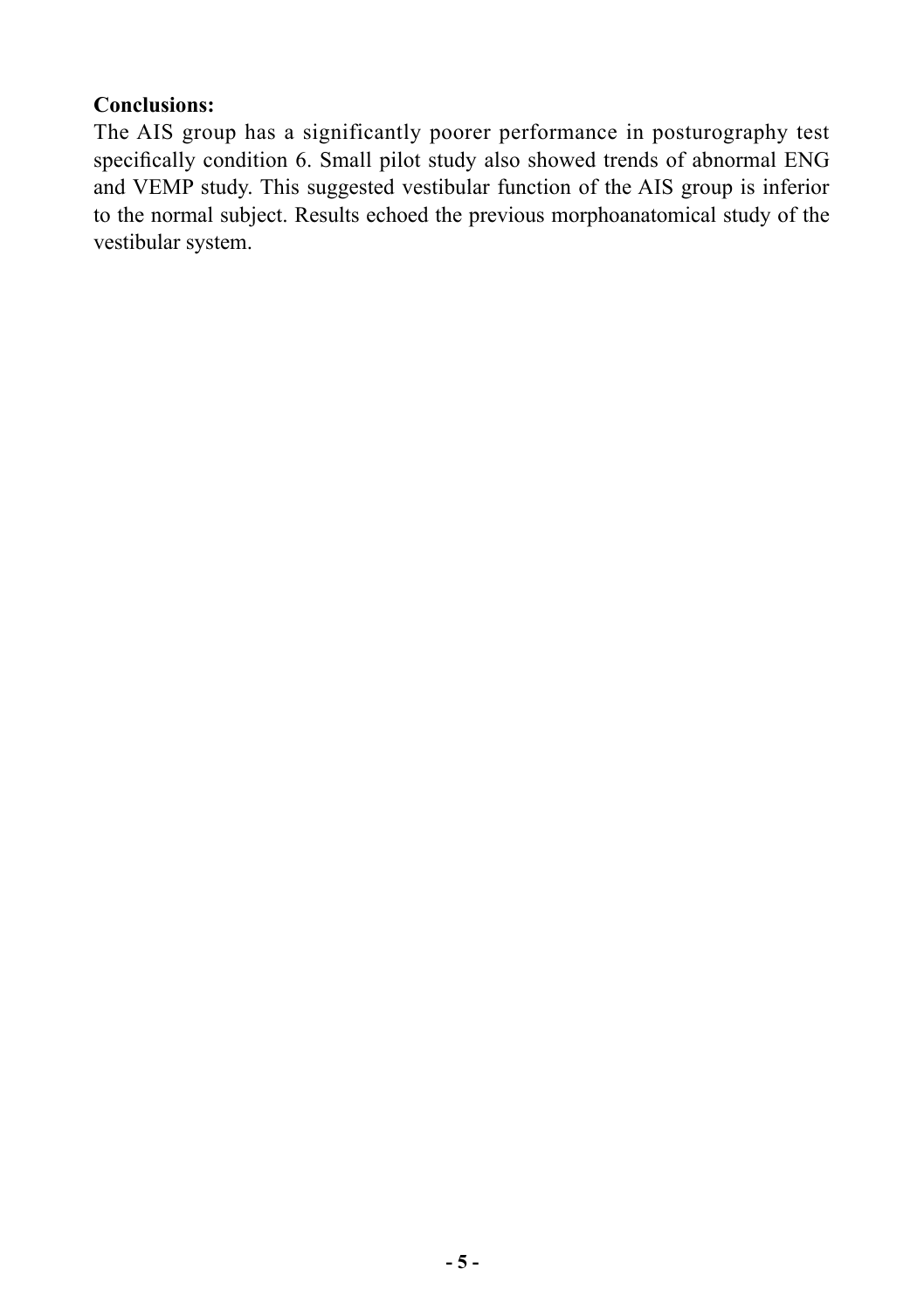**Conclusions:**

The AIS group has a significantly poorer performance in posturography test specifically condition 6. Small pilot study also showed trends of abnormal ENG and VEMP study. This suggested vestibular function of the AIS group is inferior to the normal subject. Results echoed the previous morphoanatomical study of the vestibular system.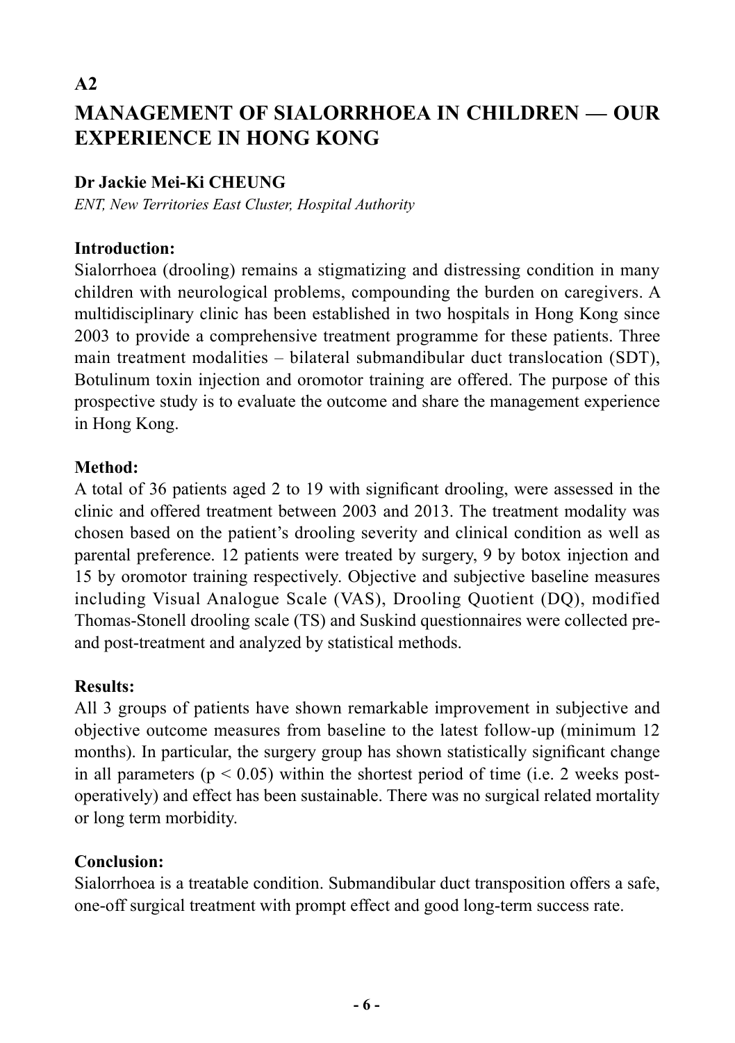**A2**

# MANAGEMENT OF SIALORRHOEA IN CHILDREN — OUR EXPERIENCE IN HONG KONG

**Dr Jackie Mei-Ki CHEUNG**

*ENT, New Territories East Cluster, Hospital Authority*

**Introduction:**

Sialorrhoea (drooling) remains a stigmatizing and distressing condition in many children with neurological problems, compounding the burden on caregivers. A multidisciplinary clinic has been established in two hospitals in Hong Kong since 2003 to provide a comprehensive treatment programme for these patients. Three main treatment modalities – bilateral submandibular duct translocation (SDT), Botulinum toxin injection and oromotor training are offered. The purpose of this prospective study is to evaluate the outcome and share the management experience in Hong Kong.

**Method:**

A total of 36 patients aged 2 to 19 with significant drooling, were assessed in the clinic and offered treatment between 2003 and 2013. The treatment modality was chosen based on the patient's drooling severity and clinical condition as well as parental preference. 12 patients were treated by surgery, 9 by botox injection and 15 by oromotor training respectively. Objective and subjective baseline measures including Visual Analogue Scale (VAS), Drooling Quotient (DQ), modified Thomas-Stonell drooling scale (TS) and Suskind questionnaires were collected pre- and post-treatment and analyzed by statistical methods.

**Results:**

All 3 groups of patients have shown remarkable improvement in subjective and objective outcome measures from baseline to the latest follow-up (minimum 12 months). In particular, the surgery group has shown statistically significant change in all parameters ($p < 0.05$) within the shortest period of time (i.e. 2 weeks post-operatively) and effect has been sustainable. There was no surgical related mortality or long term morbidity.

**Conclusion:**

Sialorrhoea is a treatable condition. Submandibular duct transposition offers a safe, one-off surgical treatment with prompt effect and good long-term success rate.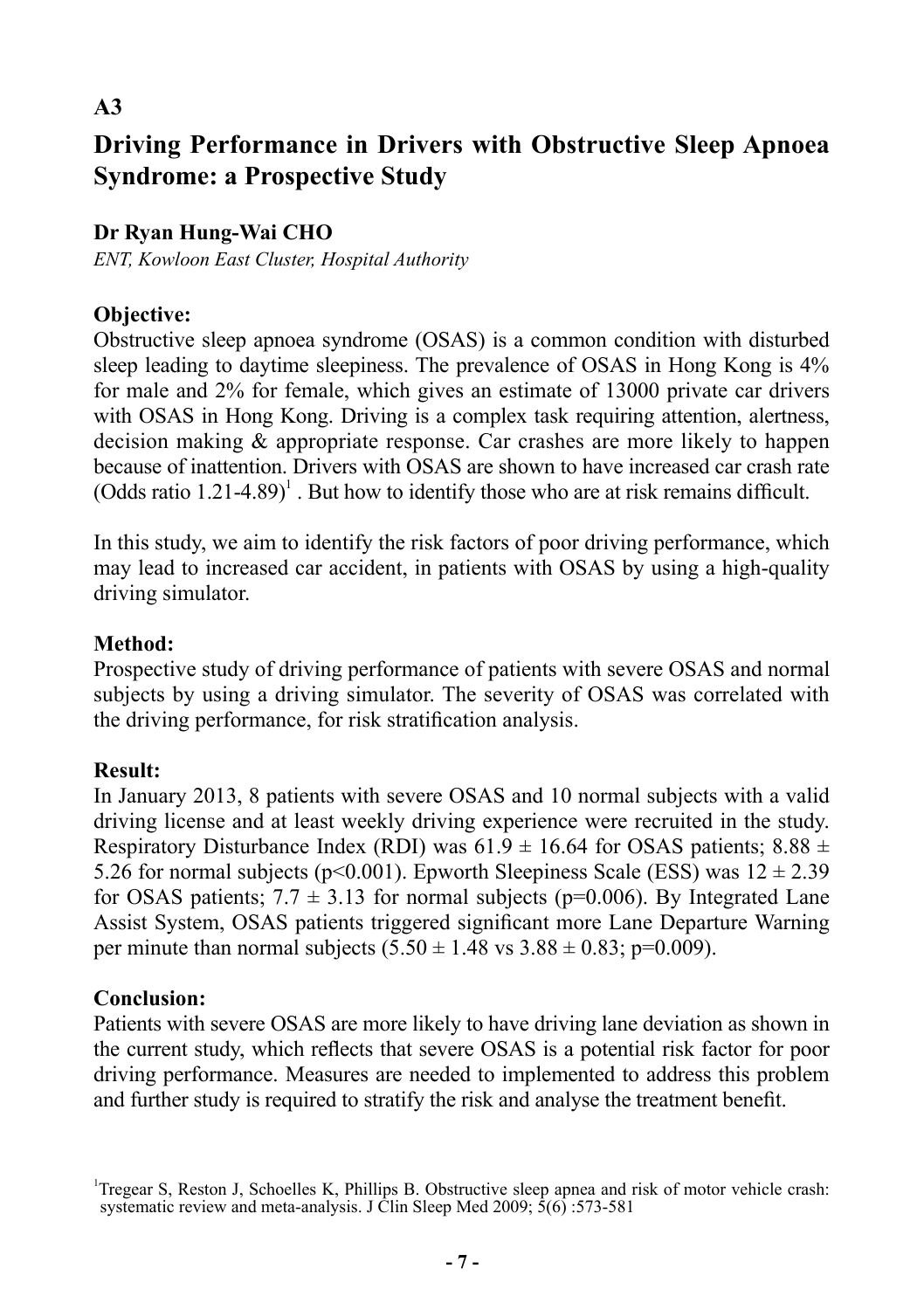A3

# Driving Performance in Drivers with Obstructive Sleep Apnoea Syndrome: a Prospective Study

**Dr Ryan Hung-Wai CHO**

*ENT, Kowloon East Cluster, Hospital Authority*

**Objective:**

Obstructive sleep apnoea syndrome (OSAS) is a common condition with disturbed sleep leading to daytime sleepiness. The prevalence of OSAS in Hong Kong is 4% for male and 2% for female, which gives an estimate of 13000 private car drivers with OSAS in Hong Kong. Driving is a complex task requiring attention, alertness, decision making & appropriate response. Car crashes are more likely to happen because of inattention. Drivers with OSAS are shown to have increased car crash rate (Odds ratio 1.21-4.89)[1] . But how to identify those who are at risk remains difficult.

In this study, we aim to identify the risk factors of poor driving performance, which may lead to increased car accident, in patients with OSAS by using a high-quality driving simulator.

**Method:**

Prospective study of driving performance of patients with severe OSAS and normal subjects by using a driving simulator. The severity of OSAS was correlated with the driving performance, for risk stratification analysis.

**Result:**

In January 2013, 8 patients with severe OSAS and 10 normal subjects with a valid driving license and at least weekly driving experience were recruited in the study. Respiratory Disturbance Index (RDI) was $61.9 \pm 16.64$ for OSAS patients; $8.88 \pm 5.26$ for normal subjects ($p<0.001$). Epworth Sleepiness Scale (ESS) was $12 \pm 2.39$ for OSAS patients; $7.7 \pm 3.13$ for normal subjects ($p=0.006$). By Integrated Lane Assist System, OSAS patients triggered significant more Lane Departure Warning per minute than normal subjects ($5.50 \pm 1.48$ vs $3.88 \pm 0.83$; $p=0.009$).

**Conclusion:**

Patients with severe OSAS are more likely to have driving lane deviation as shown in the current study, which reflects that severe OSAS is a potential risk factor for poor driving performance. Measures are needed to implemented to address this problem and further study is required to stratify the risk and analyse the treatment benefit.

[1]Tregear S, Reston J, Schoelles K, Phillips B. Obstructive sleep apnea and risk of motor vehicle crash: systematic review and meta-analysis. J Clin Sleep Med 2009; 5(6) :573-581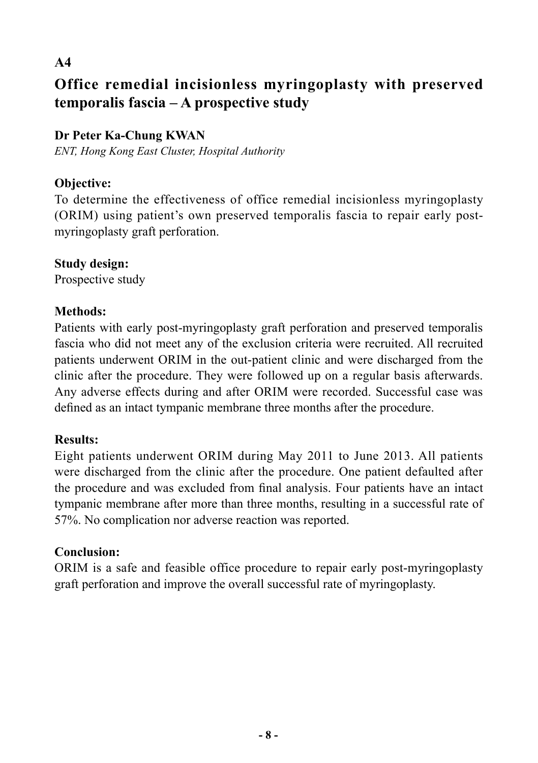**A4**

# Office remedial incisionless myringoplasty with preserved temporalis fascia – A prospective study

**Dr Peter Ka-Chung KWAN**

*ENT, Hong Kong East Cluster, Hospital Authority*

**Objective:**

To determine the effectiveness of office remedial incisionless myringoplasty (ORIM) using patient's own preserved temporalis fascia to repair early post-myringoplasty graft perforation.

**Study design:**

Prospective study

**Methods:**

Patients with early post-myringoplasty graft perforation and preserved temporalis fascia who did not meet any of the exclusion criteria were recruited. All recruited patients underwent ORIM in the out-patient clinic and were discharged from the clinic after the procedure. They were followed up on a regular basis afterwards. Any adverse effects during and after ORIM were recorded. Successful case was defined as an intact tympanic membrane three months after the procedure.

**Results:**

Eight patients underwent ORIM during May 2011 to June 2013. All patients were discharged from the clinic after the procedure. One patient defaulted after the procedure and was excluded from final analysis. Four patients have an intact tympanic membrane after more than three months, resulting in a successful rate of 57%. No complication nor adverse reaction was reported.

**Conclusion:**

ORIM is a safe and feasible office procedure to repair early post-myringoplasty graft perforation and improve the overall successful rate of myringoplasty.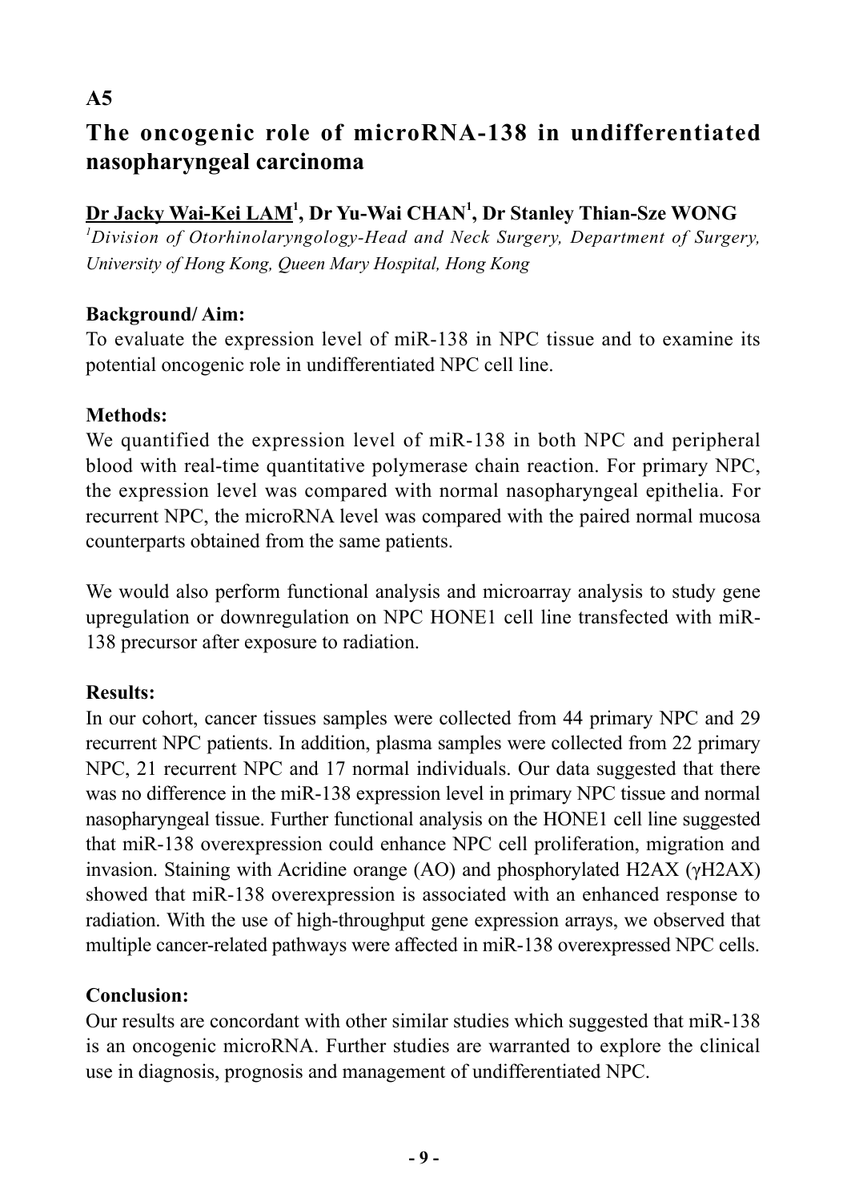**A5**

# The oncogenic role of microRNA-138 in undifferentiated nasopharyngeal carcinoma

**Dr Jacky Wai-Kei LAM[1], Dr Yu-Wai CHAN[1], Dr Stanley Thian-Sze WONG**

*[1]Division of Otorhinolaryngology-Head and Neck Surgery, Department of Surgery, University of Hong Kong, Queen Mary Hospital, Hong Kong*

**Background/ Aim:**

To evaluate the expression level of miR-138 in NPC tissue and to examine its potential oncogenic role in undifferentiated NPC cell line.

**Methods:**

We quantified the expression level of miR-138 in both NPC and peripheral blood with real-time quantitative polymerase chain reaction. For primary NPC, the expression level was compared with normal nasopharyngeal epithelia. For recurrent NPC, the microRNA level was compared with the paired normal mucosa counterparts obtained from the same patients.

We would also perform functional analysis and microarray analysis to study gene upregulation or downregulation on NPC HONE1 cell line transfected with miR-138 precursor after exposure to radiation.

**Results:**

In our cohort, cancer tissues samples were collected from 44 primary NPC and 29 recurrent NPC patients. In addition, plasma samples were collected from 22 primary NPC, 21 recurrent NPC and 17 normal individuals. Our data suggested that there was no difference in the miR-138 expression level in primary NPC tissue and normal nasopharyngeal tissue. Further functional analysis on the HONE1 cell line suggested that miR-138 overexpression could enhance NPC cell proliferation, migration and invasion. Staining with Acridine orange (AO) and phosphorylated H2AX (γH2AX) showed that miR-138 overexpression is associated with an enhanced response to radiation. With the use of high-throughput gene expression arrays, we observed that multiple cancer-related pathways were affected in miR-138 overexpressed NPC cells.

**Conclusion:**

Our results are concordant with other similar studies which suggested that miR-138 is an oncogenic microRNA. Further studies are warranted to explore the clinical use in diagnosis, prognosis and management of undifferentiated NPC.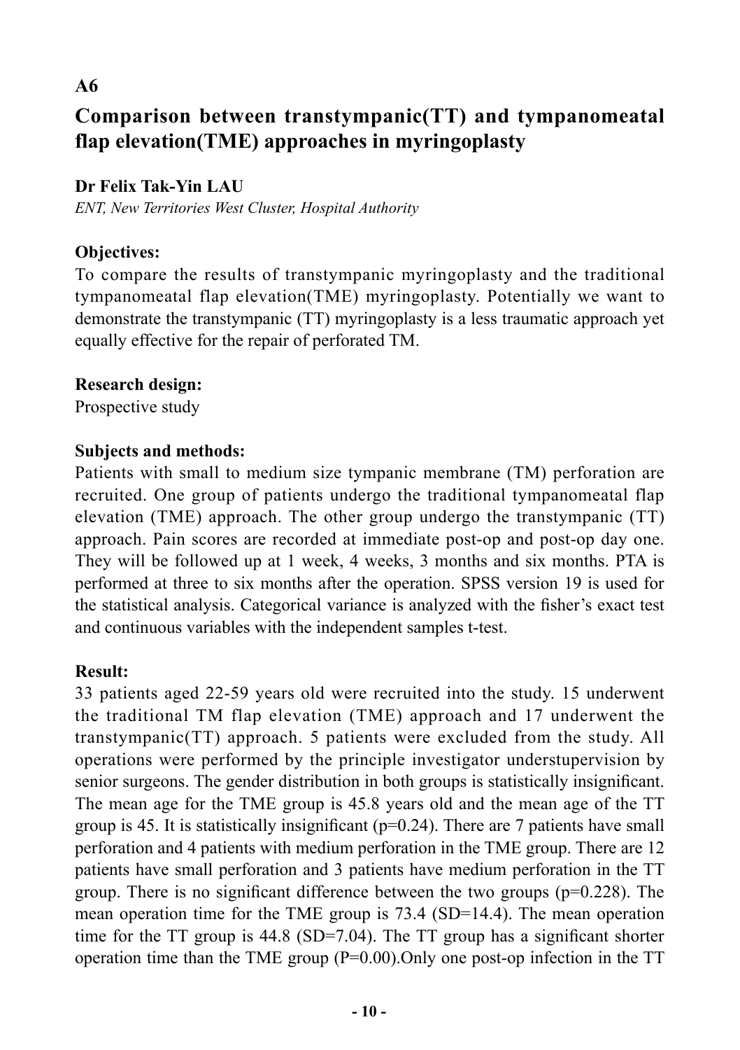**A6**

## Comparison between transtympanic(TT) and tympanomeatal flap elevation(TME) approaches in myringoplasty

**Dr Felix Tak-Yin LAU**

*ENT, New Territories West Cluster, Hospital Authority*

**Objectives:**

To compare the results of transtympanic myringoplasty and the traditional tympanomeatal flap elevation(TME) myringoplasty. Potentially we want to demonstrate the transtympanic (TT) myringoplasty is a less traumatic approach yet equally effective for the repair of perforated TM.

**Research design:**

Prospective study

**Subjects and methods:**

Patients with small to medium size tympanic membrane (TM) perforation are recruited. One group of patients undergo the traditional tympanomeatal flap elevation (TME) approach. The other group undergo the transtympanic (TT) approach. Pain scores are recorded at immediate post-op and post-op day one. They will be followed up at 1 week, 4 weeks, 3 months and six months. PTA is performed at three to six months after the operation. SPSS version 19 is used for the statistical analysis. Categorical variance is analyzed with the fisher's exact test and continuous variables with the independent samples t-test.

**Result:**

33 patients aged 22-59 years old were recruited into the study. 15 underwent the traditional TM flap elevation (TME) approach and 17 underwent the transtympanic(TT) approach. 5 patients were excluded from the study. All operations were performed by the principle investigator understupervision by senior surgeons. The gender distribution in both groups is statistically insignificant. The mean age for the TME group is 45.8 years old and the mean age of the TT group is 45. It is statistically insignificant (p=0.24). There are 7 patients have small perforation and 4 patients with medium perforation in the TME group. There are 12 patients have small perforation and 3 patients have medium perforation in the TT group. There is no significant difference between the two groups (p=0.228). The mean operation time for the TME group is 73.4 (SD=14.4). The mean operation time for the TT group is 44.8 (SD=7.04). The TT group has a significant shorter operation time than the TME group (P=0.00).Only one post-op infection in the TT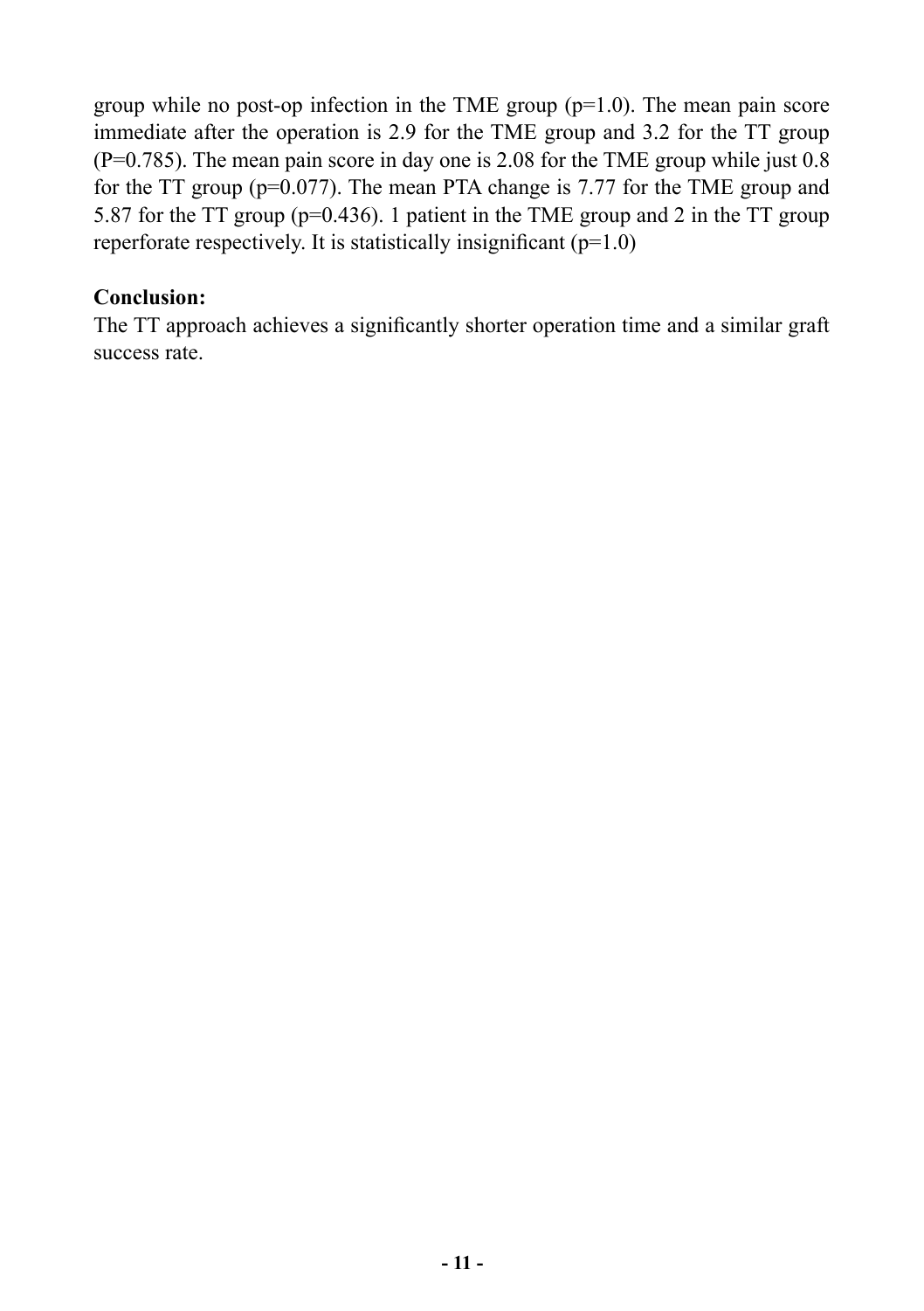group while no post-op infection in the TME group (p=1.0). The mean pain score immediate after the operation is 2.9 for the TME group and 3.2 for the TT group (P=0.785). The mean pain score in day one is 2.08 for the TME group while just 0.8 for the TT group (p=0.077). The mean PTA change is 7.77 for the TME group and 5.87 for the TT group (p=0.436). 1 patient in the TME group and 2 in the TT group reperforate respectively. It is statistically insignificant (p=1.0)

**Conclusion:**

The TT approach achieves a significantly shorter operation time and a similar graft success rate.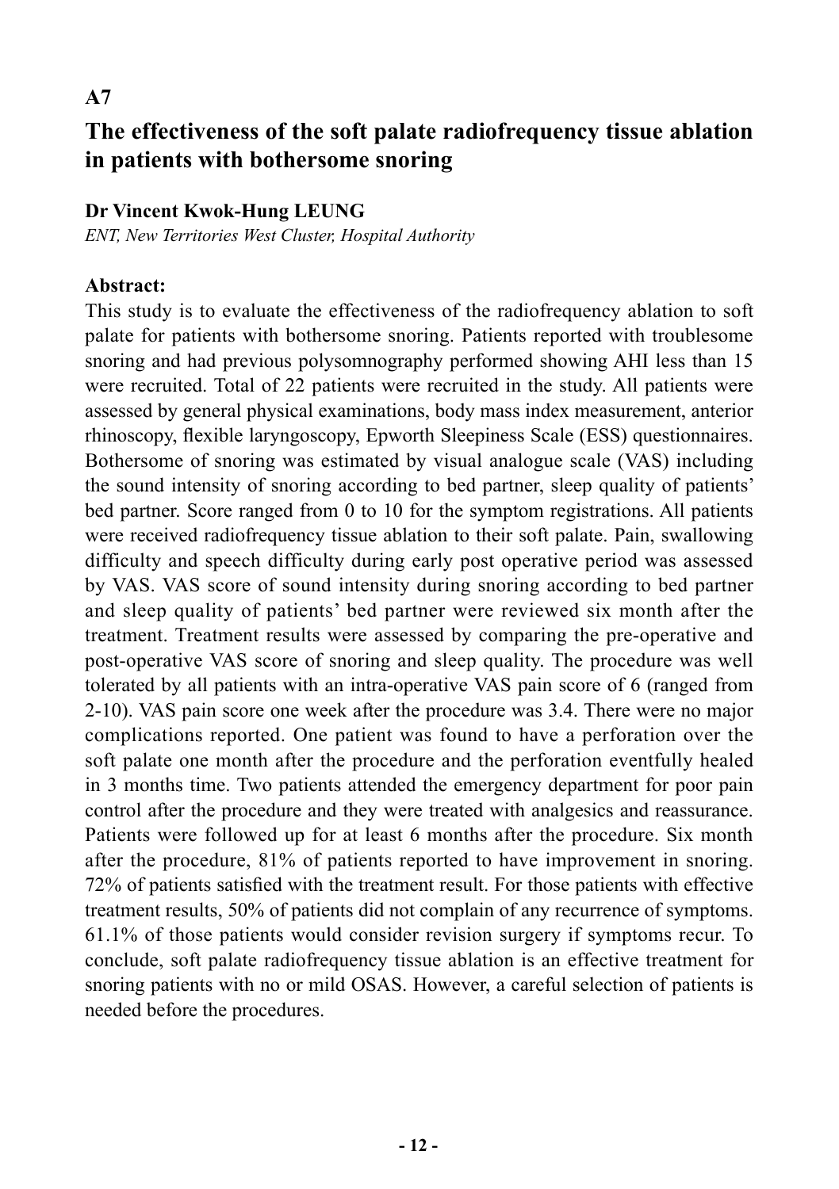**A7**

# The effectiveness of the soft palate radiofrequency tissue ablation in patients with bothersome snoring

**Dr Vincent Kwok-Hung LEUNG**

*ENT, New Territories West Cluster, Hospital Authority*

**Abstract:**

This study is to evaluate the effectiveness of the radiofrequency ablation to soft palate for patients with bothersome snoring. Patients reported with troublesome snoring and had previous polysomnography performed showing AHI less than 15 were recruited. Total of 22 patients were recruited in the study. All patients were assessed by general physical examinations, body mass index measurement, anterior rhinoscopy, flexible laryngoscopy, Epworth Sleepiness Scale (ESS) questionnaires. Bothersome of snoring was estimated by visual analogue scale (VAS) including the sound intensity of snoring according to bed partner, sleep quality of patients' bed partner. Score ranged from 0 to 10 for the symptom registrations. All patients were received radiofrequency tissue ablation to their soft palate. Pain, swallowing difficulty and speech difficulty during early post operative period was assessed by VAS. VAS score of sound intensity during snoring according to bed partner and sleep quality of patients' bed partner were reviewed six month after the treatment. Treatment results were assessed by comparing the pre-operative and post-operative VAS score of snoring and sleep quality. The procedure was well tolerated by all patients with an intra-operative VAS pain score of 6 (ranged from 2-10). VAS pain score one week after the procedure was 3.4. There were no major complications reported. One patient was found to have a perforation over the soft palate one month after the procedure and the perforation eventfully healed in 3 months time. Two patients attended the emergency department for poor pain control after the procedure and they were treated with analgesics and reassurance. Patients were followed up for at least 6 months after the procedure. Six month after the procedure, 81% of patients reported to have improvement in snoring. 72% of patients satisfied with the treatment result. For those patients with effective treatment results, 50% of patients did not complain of any recurrence of symptoms. 61.1% of those patients would consider revision surgery if symptoms recur. To conclude, soft palate radiofrequency tissue ablation is an effective treatment for snoring patients with no or mild OSAS. However, a careful selection of patients is needed before the procedures.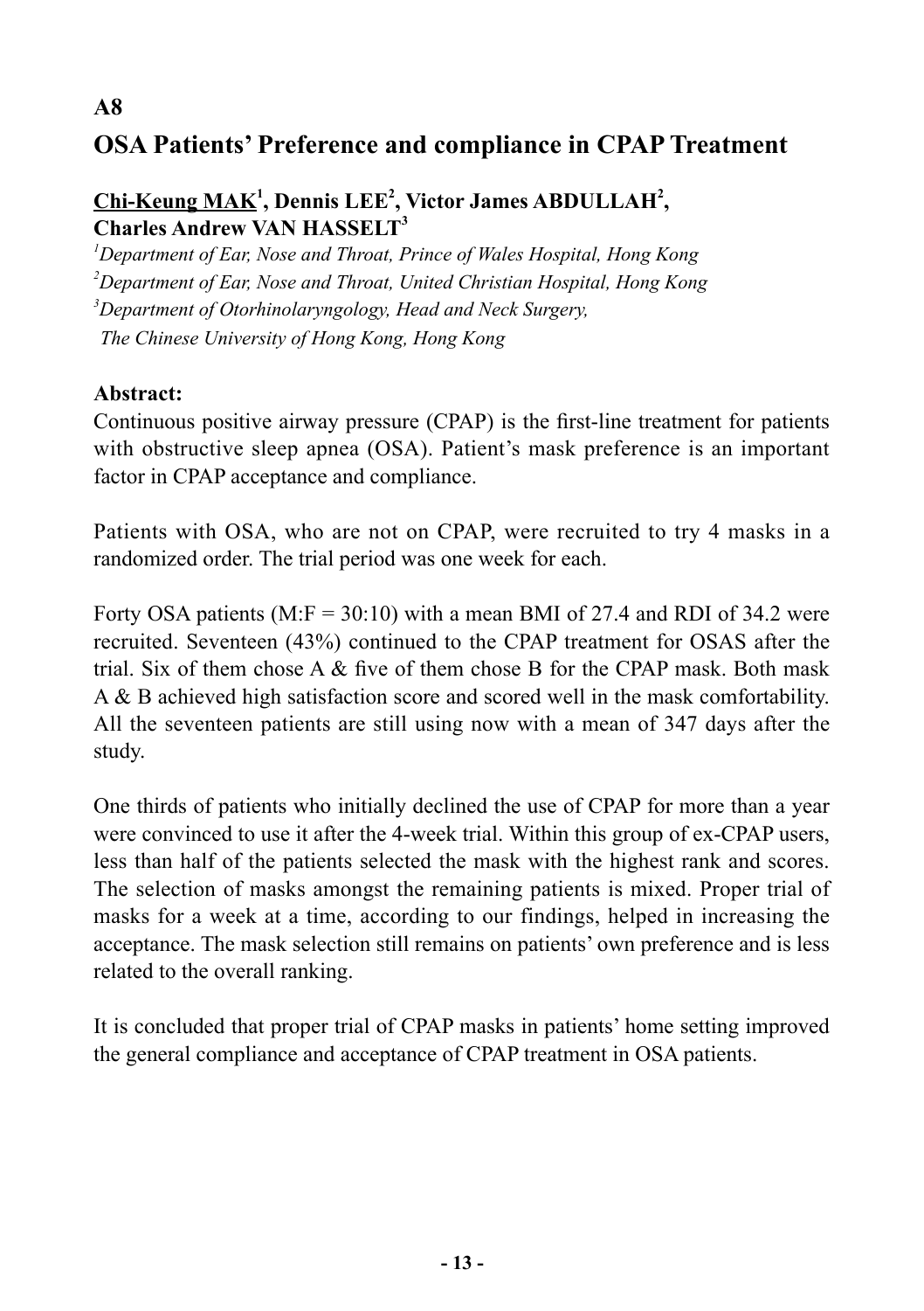**A8**

# OSA Patients' Preference and compliance in CPAP Treatment

**<u>Chi-Keung MAK</u>[1], Dennis LEE[2], Victor James ABDULLAH[2], Charles Andrew VAN HASSELT[3]**

[1]*Department of Ear, Nose and Throat, Prince of Wales Hospital, Hong Kong*
[2]*Department of Ear, Nose and Throat, United Christian Hospital, Hong Kong*
[3]*Department of Otorhinolaryngology, Head and Neck Surgery, The Chinese University of Hong Kong, Hong Kong*

**Abstract:**

Continuous positive airway pressure (CPAP) is the first-line treatment for patients with obstructive sleep apnea (OSA). Patient's mask preference is an important factor in CPAP acceptance and compliance.

Patients with OSA, who are not on CPAP, were recruited to try 4 masks in a randomized order. The trial period was one week for each.

Forty OSA patients (M:F = 30:10) with a mean BMI of 27.4 and RDI of 34.2 were recruited. Seventeen (43%) continued to the CPAP treatment for OSAS after the trial. Six of them chose A & five of them chose B for the CPAP mask. Both mask A & B achieved high satisfaction score and scored well in the mask comfortability. All the seventeen patients are still using now with a mean of 347 days after the study.

One thirds of patients who initially declined the use of CPAP for more than a year were convinced to use it after the 4-week trial. Within this group of ex-CPAP users, less than half of the patients selected the mask with the highest rank and scores. The selection of masks amongst the remaining patients is mixed. Proper trial of masks for a week at a time, according to our findings, helped in increasing the acceptance. The mask selection still remains on patients' own preference and is less related to the overall ranking.

It is concluded that proper trial of CPAP masks in patients' home setting improved the general compliance and acceptance of CPAP treatment in OSA patients.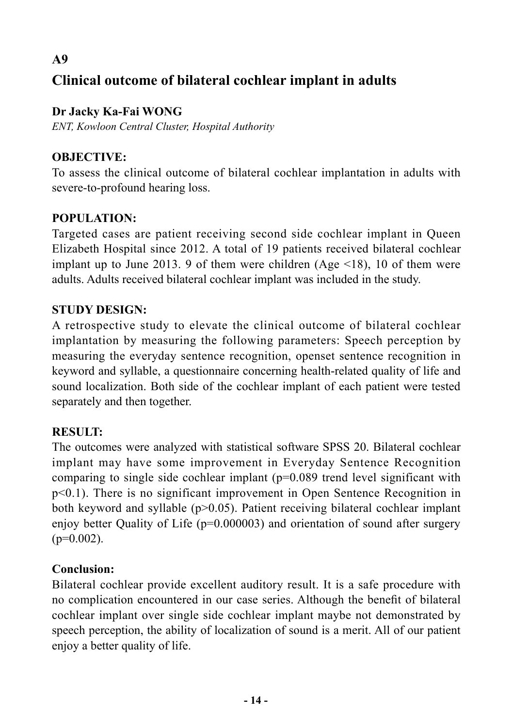**A9**

# Clinical outcome of bilateral cochlear implant in adults

**Dr Jacky Ka-Fai WONG**

*ENT, Kowloon Central Cluster, Hospital Authority*

**OBJECTIVE:**

To assess the clinical outcome of bilateral cochlear implantation in adults with severe-to-profound hearing loss.

**POPULATION:**

Targeted cases are patient receiving second side cochlear implant in Queen Elizabeth Hospital since 2012. A total of 19 patients received bilateral cochlear implant up to June 2013. 9 of them were children (Age <18), 10 of them were adults. Adults received bilateral cochlear implant was included in the study.

**STUDY DESIGN:**

A retrospective study to elevate the clinical outcome of bilateral cochlear implantation by measuring the following parameters: Speech perception by measuring the everyday sentence recognition, openset sentence recognition in keyword and syllable, a questionnaire concerning health-related quality of life and sound localization. Both side of the cochlear implant of each patient were tested separately and then together.

**RESULT:**

The outcomes were analyzed with statistical software SPSS 20. Bilateral cochlear implant may have some improvement in Everyday Sentence Recognition comparing to single side cochlear implant ($p=0.089$ trend level significant with $p<0.1$). There is no significant improvement in Open Sentence Recognition in both keyword and syllable ($p>0.05$). Patient receiving bilateral cochlear implant enjoy better Quality of Life ($p=0.000003$) and orientation of sound after surgery ($p=0.002$).

**Conclusion:**

Bilateral cochlear provide excellent auditory result. It is a safe procedure with no complication encountered in our case series. Although the benefit of bilateral cochlear implant over single side cochlear implant maybe not demonstrated by speech perception, the ability of localization of sound is a merit. All of our patient enjoy a better quality of life.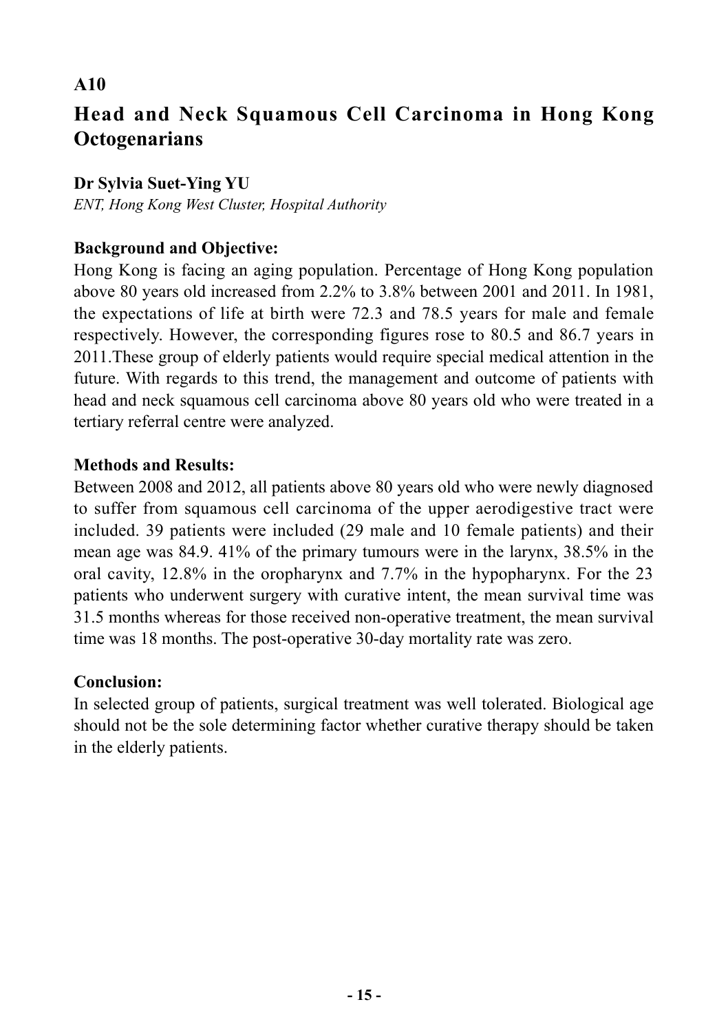**A10**

# Head and Neck Squamous Cell Carcinoma in Hong Kong Octogenarians

**Dr Sylvia Suet-Ying YU**

*ENT, Hong Kong West Cluster, Hospital Authority*

**Background and Objective:**

Hong Kong is facing an aging population. Percentage of Hong Kong population above 80 years old increased from 2.2% to 3.8% between 2001 and 2011. In 1981, the expectations of life at birth were 72.3 and 78.5 years for male and female respectively. However, the corresponding figures rose to 80.5 and 86.7 years in 2011.These group of elderly patients would require special medical attention in the future. With regards to this trend, the management and outcome of patients with head and neck squamous cell carcinoma above 80 years old who were treated in a tertiary referral centre were analyzed.

**Methods and Results:**

Between 2008 and 2012, all patients above 80 years old who were newly diagnosed to suffer from squamous cell carcinoma of the upper aerodigestive tract were included. 39 patients were included (29 male and 10 female patients) and their mean age was 84.9. 41% of the primary tumours were in the larynx, 38.5% in the oral cavity, 12.8% in the oropharynx and 7.7% in the hypopharynx. For the 23 patients who underwent surgery with curative intent, the mean survival time was 31.5 months whereas for those received non-operative treatment, the mean survival time was 18 months. The post-operative 30-day mortality rate was zero.

**Conclusion:**

In selected group of patients, surgical treatment was well tolerated. Biological age should not be the sole determining factor whether curative therapy should be taken in the elderly patients.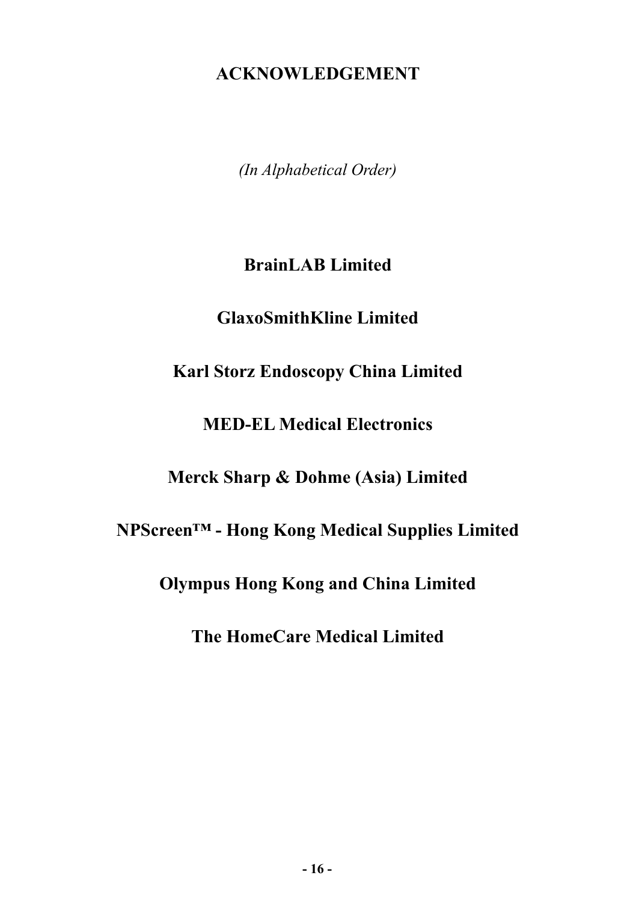# ACKNOWLEDGEMENT

*(In Alphabetical Order)*

**BrainLAB Limited**

**GlaxoSmithKline Limited**

**Karl Storz Endoscopy China Limited**

**MED-EL Medical Electronics**

**Merck Sharp & Dohme (Asia) Limited**

**NPScreen™ - Hong Kong Medical Supplies Limited**

**Olympus Hong Kong and China Limited**

**The HomeCare Medical Limited**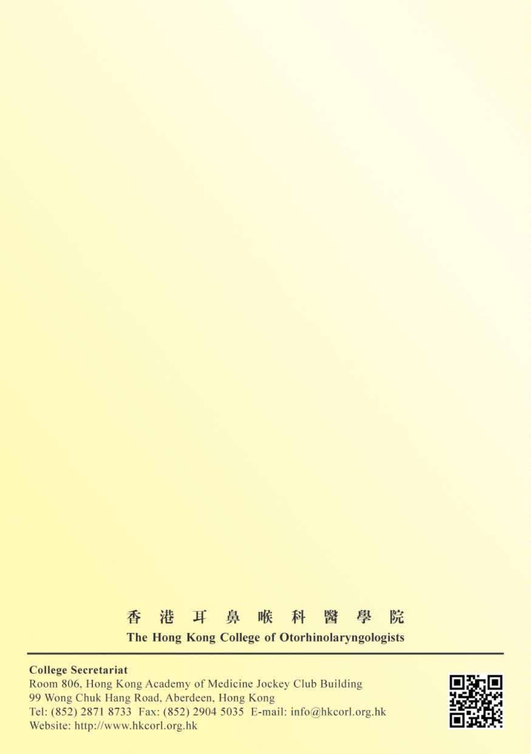香 港 耳 鼻 喉 科 醫 學 院

**The Hong Kong College of Otorhinolaryngologists**

**College Secretariat**

Room 806, Hong Kong Academy of Medicine Jockey Club Building
99 Wong Chuk Hang Road, Aberdeen, Hong Kong
Tel: (852) 2871 8733 Fax: (852) 2904 5035 E-mail: info@hkcorl.org.hk
Website: http://www.hkcorl.org.hk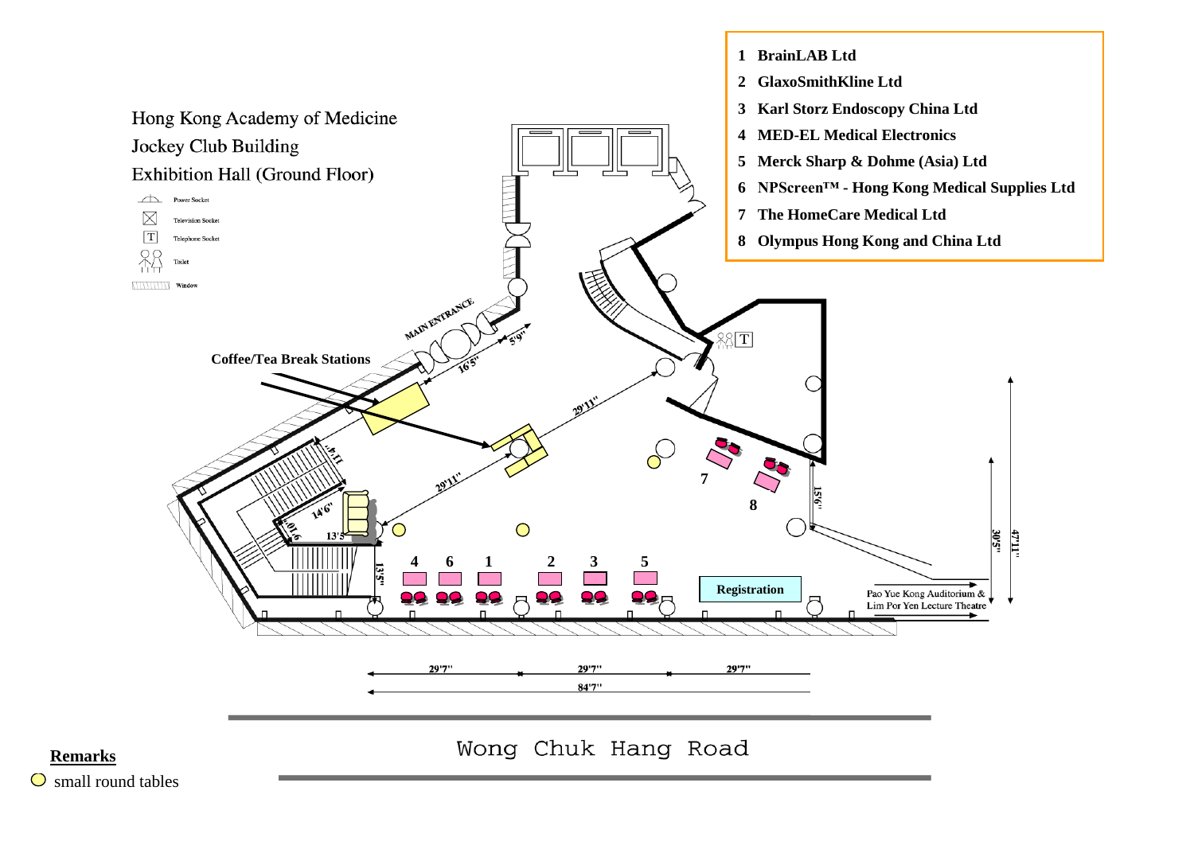# Hong Kong Academy of Medicine

## Jockey Club Building

## Exhibition Hall (Ground Floor)

Power Socket
Television Socket
Telephone Socket
Toilet
Window

1 BrainLAB Ltd
2 GlaxoSmithKline Ltd
3 Karl Storz Endoscopy China Ltd
4 MED-EL Medical Electronics
5 Merck Sharp & Dohme (Asia) Ltd
6 NPScreen™ - Hong Kong Medical Supplies Ltd
7 The HomeCare Medical Ltd
8 Olympus Hong Kong and China Ltd

MAIN ENTRANCE

Coffee/Tea Break Stations

5'9"
16'5"
29'11"
29'11"
14'6"
13'5"
13'5"
15'6"
30'5"
47'11"

4 6 1 2 3 5

7

8

Registration

Pao Yue Kong Auditorium & Lim Por Yen Lecture Theatre

29'7" 29'7" 29'7"
84'7"

Wong Chuk Hang Road

**Remarks**

small round tables